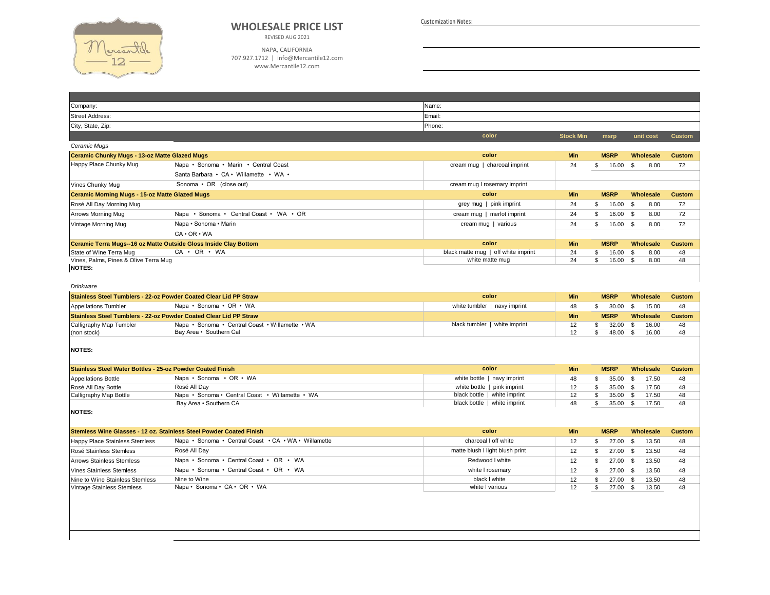# WHOLESALE PRICE LIST

REVISED AUG 2021

NAPA, CALIFORNIA
707.927.1712 | info@Mercantile12.com
www.Mercantile12.com

Customization Notes:

| Company: | Name: |
|---|---|
| Street Address: | Email: |
| City, State, Zip: | Phone: |

*Ceramic Mugs*

| Ceramic Chunky Mugs - 13-oz Matte Glazed Mugs | | color | Min | MSRP | Wholesale | Custom |
|---|---|---|---|---|---|---|
| Happy Place Chunky Mug | Napa • Sonoma • Marin • Central Coast | cream mug \| charcoal imprint | 24 | $ 16.00 | $ 8.00 | 72 |
| | Santa Barbara • CA • Willamette • WA • | | | | | |
| Vines Chunky Mug | Sonoma • OR (close out) | cream mug I rosemary imprint | | | | |
| **Ceramic Morning Mugs - 15-oz Matte Glazed Mugs** | | **color** | **Min** | **MSRP** | **Wholesale** | **Custom** |
| Rosé All Day Morning Mug | | grey mug \| pink imprint | 24 | $ 16.00 | $ 8.00 | 72 |
| Arrows Morning Mug | Napa • Sonoma • Central Coast • WA • OR | cream mug \| merlot imprint | 24 | $ 16.00 | $ 8.00 | 72 |
| Vintage Morning Mug | Napa • Sonoma • Marin | cream mug \| various | 24 | $ 16.00 | $ 8.00 | 72 |
| | CA • OR • WA | | | | | |
| **Ceramic Terra Mugs--16 oz Matte Outside Gloss Inside Clay Bottom** | | **color** | **Min** | **MSRP** | **Wholesale** | **Custom** |
| State of Wine Terra Mug | CA • OR • WA | black matte mug \| off white imprint | 24 | $ 16.00 | $ 8.00 | 48 |
| Vines, Palms, Pines & Olive Terra Mug | | white matte mug | 24 | $ 16.00 | $ 8.00 | 48 |

**NOTES:**

*Drinkware*

| Stainless Steel Tumblers - 22-oz Powder Coated Clear Lid PP Straw | | color | Min | MSRP | Wholesale | Custom |
|---|---|---|---|---|---|---|
| Appellations Tumbler | Napa • Sonoma • OR • WA | white tumbler \| navy imprint | 48 | $ 30.00 | $ 15.00 | 48 |
| **Stainless Steel Tumblers - 22-oz Powder Coated Clear Lid PP Straw** | | | **Min** | **MSRP** | **Wholesale** | **Custom** |
| Calligraphy Map Tumbler | Napa • Sonoma • Central Coast • Willamette • WA | black tumbler \| white imprint | 12 | $ 32.00 | $ 16.00 | 48 |
| (non stock) | Bay Area • Southern Cal | | 12 | $ 48.00 | $ 16.00 | 48 |

**NOTES:**

| Stainless Steel Water Bottles - 25-oz Powder Coated Finish | | color | Min | MSRP | Wholesale | Custom |
|---|---|---|---|---|---|---|
| Appellations Bottle | Napa • Sonoma • OR • WA | white bottle \| navy imprint | 48 | $ 35.00 | $ 17.50 | 48 |
| Rosé All Day Bottle | Rosé All Day | white bottle \| pink imprint | 12 | $ 35.00 | $ 17.50 | 48 |
| Calligraphy Map Bottle | Napa • Sonoma • Central Coast • Willamette • WA | black bottle \| white imprint | 12 | $ 35.00 | $ 17.50 | 48 |
| | Bay Area • Southern CA | black bottle \| white imprint | 48 | $ 35.00 | $ 17.50 | 48 |

**NOTES:**

| Stemless Wine Glasses - 12 oz. Stainless Steel Powder Coated Finish | | color | Min | MSRP | Wholesale | Custom |
|---|---|---|---|---|---|---|
| Happy Place Stainless Stemless | Napa • Sonoma • Central Coast • CA • WA • Willamette | charcoal I off white | 12 | $ 27.00 | $ 13.50 | 48 |
| Rosé Stainless Stemless | Rosé All Day | matte blush I light blush print | 12 | $ 27.00 | $ 13.50 | 48 |
| Arrows Stainless Stemless | Napa • Sonoma • Central Coast • OR • WA | Redwood I white | 12 | $ 27.00 | $ 13.50 | 48 |
| Vines Stainless Stemless | Napa • Sonoma • Central Coast • OR • WA | white I rosemary | 12 | $ 27.00 | $ 13.50 | 48 |
| Nine to Wine Stainless Stemless | Nine to Wine | black I white | 12 | $ 27.00 | $ 13.50 | 48 |
| Vintage Stainless Stemless | Napa • Sonoma • CA • OR • WA | white I various | 12 | $ 27.00 | $ 13.50 | 48 |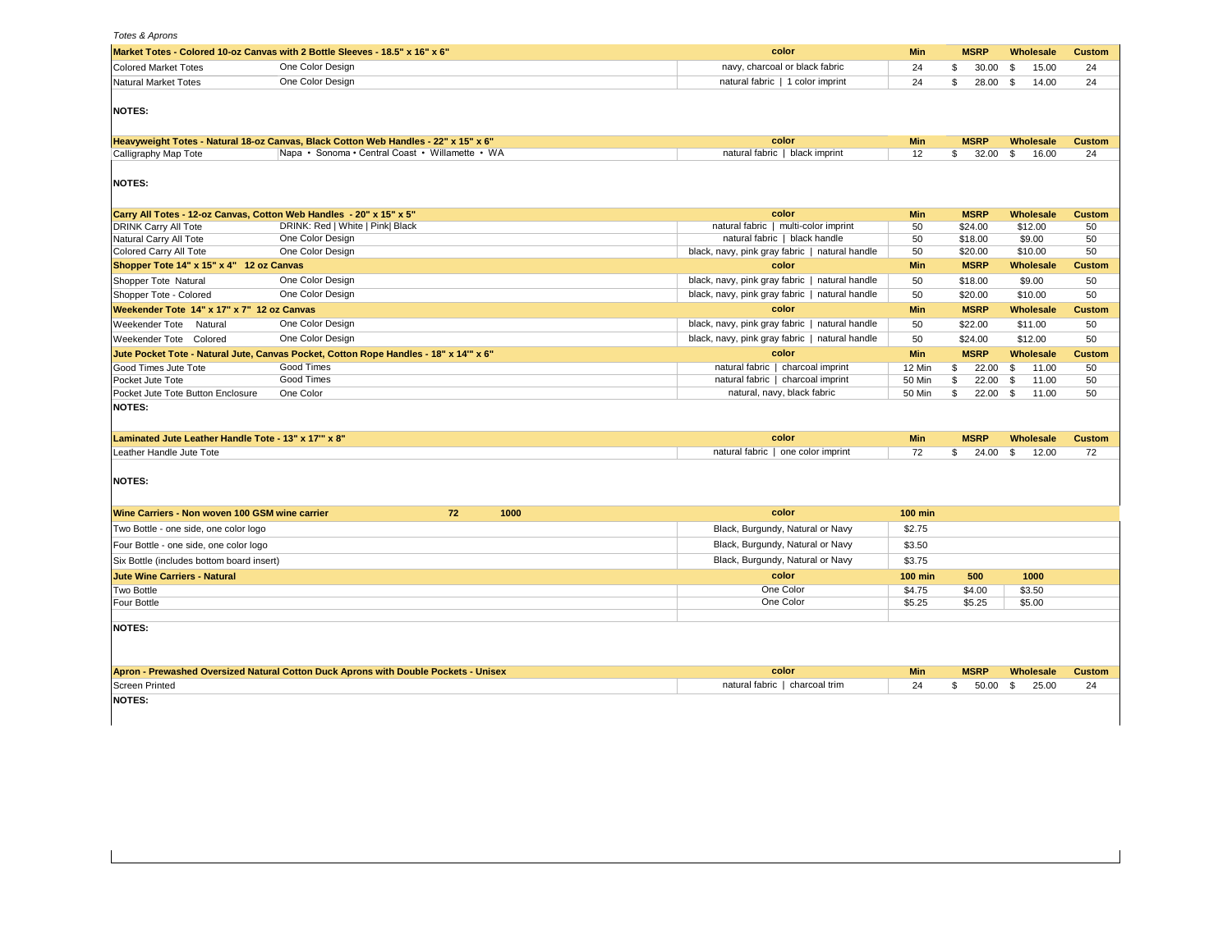*Totes & Aprons*

| Market Totes - Colored 10-oz Canvas with 2 Bottle Sleeves - 18.5" x 16" x 6" | | color | Min | MSRP | Wholesale | Custom |
|---|---|---|---|---|---|---|
| Colored Market Totes | One Color Design | navy, charcoal or black fabric | 24 | $ 30.00 | $ 15.00 | 24 |
| Natural Market Totes | One Color Design | natural fabric \| 1 color imprint | 24 | $ 28.00 | $ 14.00 | 24 |

**NOTES:**

| Heavyweight Totes - Natural 18-oz Canvas, Black Cotton Web Handles - 22" x 15" x 6" | | color | Min | MSRP | Wholesale | Custom |
|---|---|---|---|---|---|---|
| Calligraphy Map Tote | Napa • Sonoma • Central Coast • Willamette • WA | natural fabric \| black imprint | 12 | $ 32.00 | $ 16.00 | 24 |

**NOTES:**

| Carry All Totes - 12-oz Canvas, Cotton Web Handles - 20" x 15" x 5" | | color | Min | MSRP | Wholesale | Custom |
|---|---|---|---|---|---|---|
| DRINK Carry All Tote | DRINK: Red \| White \| Pink\| Black | natural fabric \| multi-color imprint | 50 | $24.00 | $12.00 | 50 |
| Natural Carry All Tote | One Color Design | natural fabric \| black handle | 50 | $18.00 | $9.00 | 50 |
| Colored Carry All Tote | One Color Design | black, navy, pink gray fabric \| natural handle | 50 | $20.00 | $10.00 | 50 |
| **Shopper Tote 14" x 15" x 4" 12 oz Canvas** | | **color** | **Min** | **MSRP** | **Wholesale** | **Custom** |
| Shopper Tote Natural | One Color Design | black, navy, pink gray fabric \| natural handle | 50 | $18.00 | $9.00 | 50 |
| Shopper Tote - Colored | One Color Design | black, navy, pink gray fabric \| natural handle | 50 | $20.00 | $10.00 | 50 |
| **Weekender Tote 14" x 17" x 7" 12 oz Canvas** | | **color** | **Min** | **MSRP** | **Wholesale** | **Custom** |
| Weekender Tote Natural | One Color Design | black, navy, pink gray fabric \| natural handle | 50 | $22.00 | $11.00 | 50 |
| Weekender Tote Colored | One Color Design | black, navy, pink gray fabric \| natural handle | 50 | $24.00 | $12.00 | 50 |
| **Jute Pocket Tote - Natural Jute, Canvas Pocket, Cotton Rope Handles - 18" x 14'" x 6"** | | **color** | **Min** | **MSRP** | **Wholesale** | **Custom** |
| Good Times Jute Tote | Good Times | natural fabric \| charcoal imprint | 12 Min | $ 22.00 | $ 11.00 | 50 |
| Pocket Jute Tote | Good Times | natural fabric \| charcoal imprint | 50 Min | $ 22.00 | $ 11.00 | 50 |
| Pocket Jute Tote Button Enclosure | One Color | natural, navy, black fabric | 50 Min | $ 22.00 | $ 11.00 | 50 |

**NOTES:**

| Laminated Jute Leather Handle Tote - 13" x 17'" x 8" | color | Min | MSRP | Wholesale | Custom |
|---|---|---|---|---|---|
| Leather Handle Jute Tote | natural fabric \| one color imprint | 72 | $ 24.00 | $ 12.00 | 72 |

**NOTES:**

| Wine Carriers - Non woven 100 GSM wine carrier | 72 | 1000 | color | 100 min | | |
|---|---|---|---|---|---|---|
| Two Bottle - one side, one color logo | | | Black, Burgundy, Natural or Navy | $2.75 | | |
| Four Bottle - one side, one color logo | | | Black, Burgundy, Natural or Navy | $3.50 | | |
| Six Bottle (includes bottom board insert) | | | Black, Burgundy, Natural or Navy | $3.75 | | |
| **Jute Wine Carriers - Natural** | | | **color** | **100 min** | **500** | **1000** |
| Two Bottle | | | One Color | $4.75 | $4.00 | $3.50 |
| Four Bottle | | | One Color | $5.25 | $5.25 | $5.00 |

**NOTES:**

| Apron - Prewashed Oversized Natural Cotton Duck Aprons with Double Pockets - Unisex | color | Min | MSRP | Wholesale | Custom |
|---|---|---|---|---|---|
| Screen Printed | natural fabric \| charcoal trim | 24 | $ 50.00 | $ 25.00 | 24 |

**NOTES:**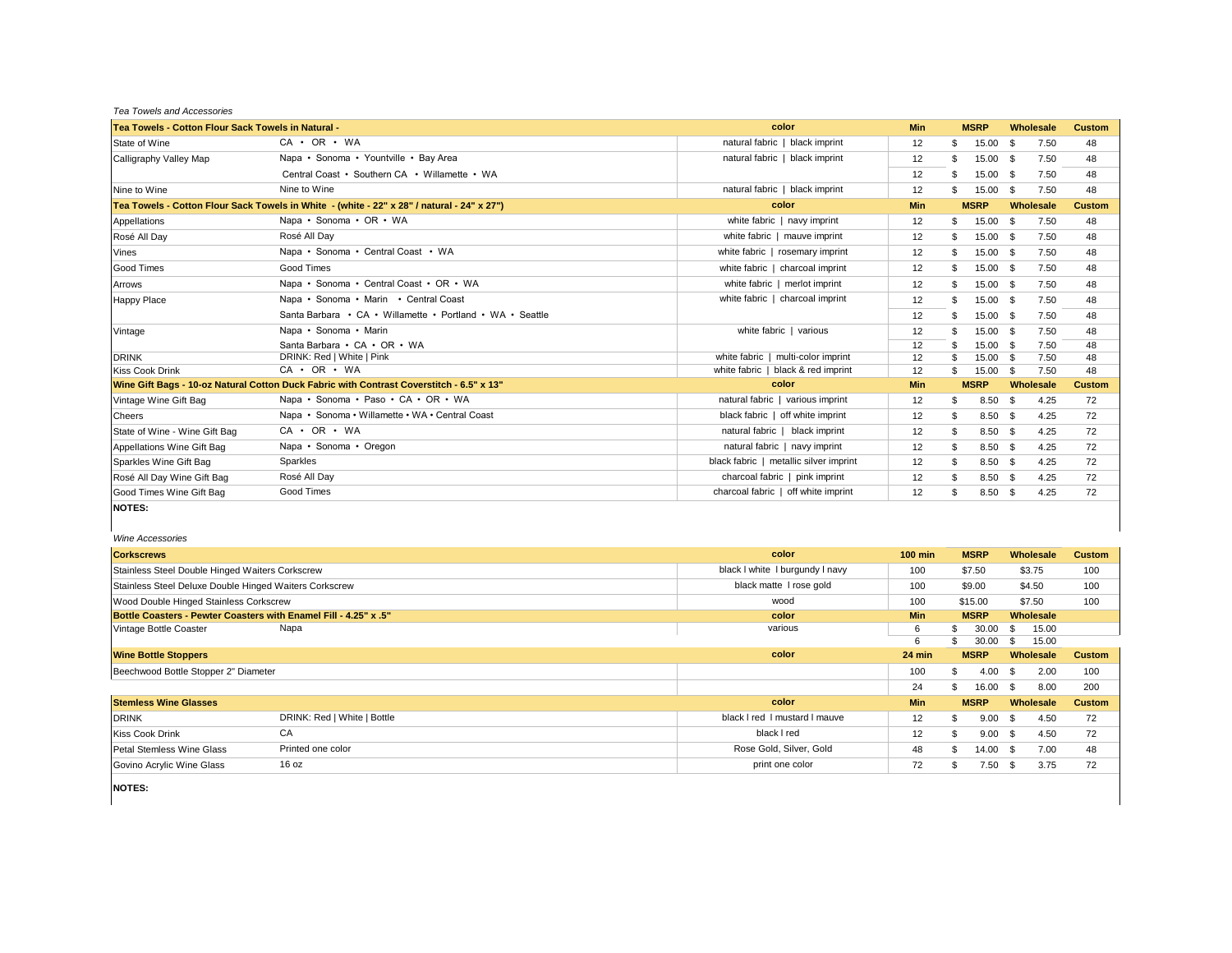*Tea Towels and Accessories*

| Tea Towels - Cotton Flour Sack Towels in Natural - | | color | Min | MSRP | Wholesale | Custom |
|---|---|---|---|---|---|---|
| State of Wine | CA • OR • WA | natural fabric \| black imprint | 12 | $ 15.00 | $ 7.50 | 48 |
| Calligraphy Valley Map | Napa • Sonoma • Yountville • Bay Area | natural fabric \| black imprint | 12 | $ 15.00 | $ 7.50 | 48 |
| | Central Coast • Southern CA • Willamette • WA | | 12 | $ 15.00 | $ 7.50 | 48 |
| Nine to Wine | Nine to Wine | natural fabric \| black imprint | 12 | $ 15.00 | $ 7.50 | 48 |
| **Tea Towels - Cotton Flour Sack Towels in White - (white - 22" x 28" / natural - 24" x 27")** | | **color** | **Min** | **MSRP** | **Wholesale** | **Custom** |
| Appellations | Napa • Sonoma • OR • WA | white fabric \| navy imprint | 12 | $ 15.00 | $ 7.50 | 48 |
| Rosé All Day | Rosé All Day | white fabric \| mauve imprint | 12 | $ 15.00 | $ 7.50 | 48 |
| Vines | Napa • Sonoma • Central Coast • WA | white fabric \| rosemary imprint | 12 | $ 15.00 | $ 7.50 | 48 |
| Good Times | Good Times | white fabric \| charcoal imprint | 12 | $ 15.00 | $ 7.50 | 48 |
| Arrows | Napa • Sonoma • Central Coast • OR • WA | white fabric \| merlot imprint | 12 | $ 15.00 | $ 7.50 | 48 |
| Happy Place | Napa • Sonoma • Marin • Central Coast | white fabric \| charcoal imprint | 12 | $ 15.00 | $ 7.50 | 48 |
| | Santa Barbara • CA • Willamette • Portland • WA • Seattle | | 12 | $ 15.00 | $ 7.50 | 48 |
| Vintage | Napa • Sonoma • Marin | white fabric \| various | 12 | $ 15.00 | $ 7.50 | 48 |
| | Santa Barbara • CA • OR • WA | | 12 | $ 15.00 | $ 7.50 | 48 |
| DRINK | DRINK: Red \| White \| Pink | white fabric \| multi-color imprint | 12 | $ 15.00 | $ 7.50 | 48 |
| Kiss Cook Drink | CA • OR • WA | white fabric \| black & red imprint | 12 | $ 15.00 | $ 7.50 | 48 |
| **Wine Gift Bags - 10-oz Natural Cotton Duck Fabric with Contrast Coverstitch - 6.5" x 13"** | | **color** | **Min** | **MSRP** | **Wholesale** | **Custom** |
| Vintage Wine Gift Bag | Napa • Sonoma • Paso • CA • OR • WA | natural fabric \| various imprint | 12 | $ 8.50 | $ 4.25 | 72 |
| Cheers | Napa • Sonoma • Willamette • WA • Central Coast | black fabric \| off white imprint | 12 | $ 8.50 | $ 4.25 | 72 |
| State of Wine - Wine Gift Bag | CA • OR • WA | natural fabric \| black imprint | 12 | $ 8.50 | $ 4.25 | 72 |
| Appellations Wine Gift Bag | Napa • Sonoma • Oregon | natural fabric \| navy imprint | 12 | $ 8.50 | $ 4.25 | 72 |
| Sparkles Wine Gift Bag | Sparkles | black fabric \| metallic silver imprint | 12 | $ 8.50 | $ 4.25 | 72 |
| Rosé All Day Wine Gift Bag | Rosé All Day | charcoal fabric \| pink imprint | 12 | $ 8.50 | $ 4.25 | 72 |
| Good Times Wine Gift Bag | Good Times | charcoal fabric \| off white imprint | 12 | $ 8.50 | $ 4.25 | 72 |

**NOTES:**

*Wine Accessories*

| Corkscrews | | color | 100 min | MSRP | Wholesale | Custom |
|---|---|---|---|---|---|---|
| Stainless Steel Double Hinged Waiters Corkscrew | | black I white I burgundy I navy | 100 | $7.50 | $3.75 | 100 |
| Stainless Steel Deluxe Double Hinged Waiters Corkscrew | | black matte I rose gold | 100 | $9.00 | $4.50 | 100 |
| Wood Double Hinged Stainless Corkscrew | | wood | 100 | $15.00 | $7.50 | 100 |
| **Bottle Coasters - Pewter Coasters with Enamel Fill - 4.25" x .5"** | | **color** | **Min** | **MSRP** | **Wholesale** | |
| Vintage Bottle Coaster | Napa | various | 6 | $ 30.00 | $ 15.00 | |
| | | | 6 | $ 30.00 | $ 15.00 | |
| **Wine Bottle Stoppers** | | **color** | **24 min** | **MSRP** | **Wholesale** | **Custom** |
| Beechwood Bottle Stopper 2" Diameter | | | 100 | $ 4.00 | $ 2.00 | 100 |
| | | | 24 | $ 16.00 | $ 8.00 | 200 |
| **Stemless Wine Glasses** | | **color** | **Min** | **MSRP** | **Wholesale** | **Custom** |
| DRINK | DRINK: Red \| White \| Bottle | black I red I mustard I mauve | 12 | $ 9.00 | $ 4.50 | 72 |
| Kiss Cook Drink | CA | black I red | 12 | $ 9.00 | $ 4.50 | 72 |
| Petal Stemless Wine Glass | Printed one color | Rose Gold, Silver, Gold | 48 | $ 14.00 | $ 7.00 | 48 |
| Govino Acrylic Wine Glass | 16 oz | print one color | 72 | $ 7.50 | $ 3.75 | 72 |

**NOTES:**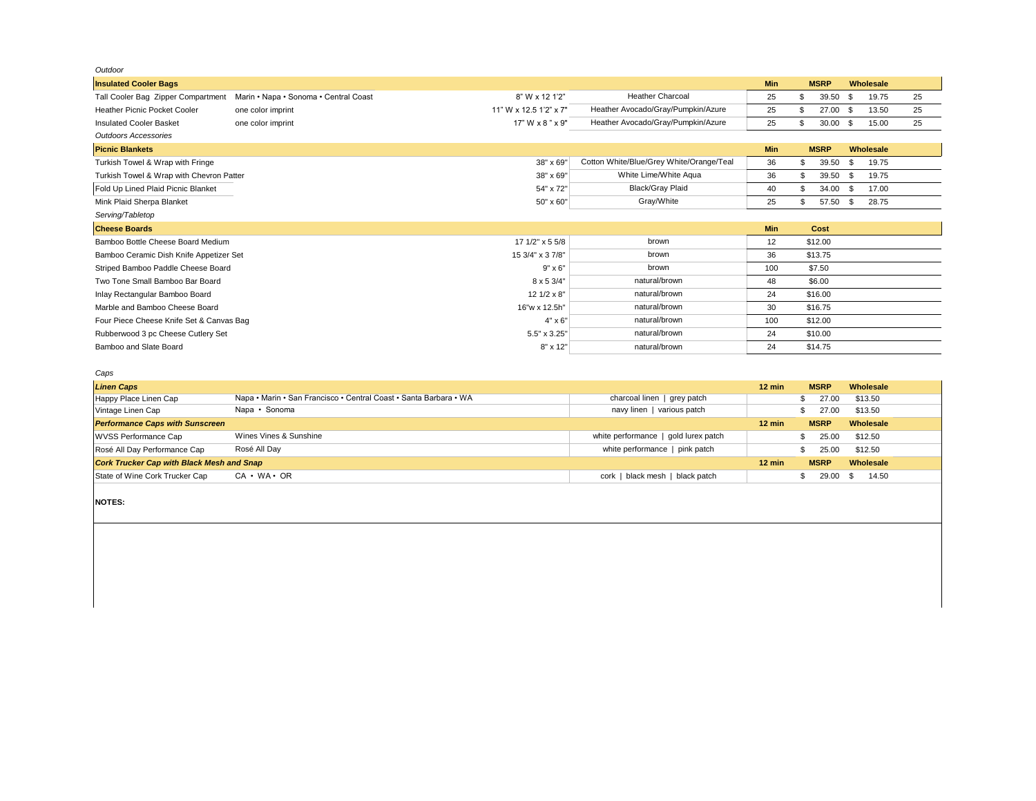*Outdoor*

| **Insulated Cooler Bags** | | | | **Min** | **MSRP** | **Wholesale** | |
|---|---|---|---|---|---|---|---|
| Tall Cooler Bag Zipper Compartment | Marin • Napa • Sonoma • Central Coast | 8" W x 12 1'2" | Heather Charcoal | 25 | $ 39.50 | $ 19.75 | 25 |
| Heather Picnic Pocket Cooler | one color imprint | 11" W x 12.5 1'2" x 7" | Heather Avocado/Gray/Pumpkin/Azure | 25 | $ 27.00 | $ 13.50 | 25 |
| Insulated Cooler Basket | one color imprint | 17" W x 8 " x 9" | Heather Avocado/Gray/Pumpkin/Azure | 25 | $ 30.00 | $ 15.00 | 25 |

*Outdoors Accessories*

| **Picnic Blankets** | | | **Min** | **MSRP** | **Wholesale** |
|---|---|---|---|---|---|
| Turkish Towel & Wrap with Fringe | 38" x 69" | Cotton White/Blue/Grey White/Orange/Teal | 36 | $ 39.50 | $ 19.75 |
| Turkish Towel & Wrap with Chevron Patter | 38" x 69" | White Lime/White Aqua | 36 | $ 39.50 | $ 19.75 |
| Fold Up Lined Plaid Picnic Blanket | 54" x 72" | Black/Gray Plaid | 40 | $ 34.00 | $ 17.00 |
| Mink Plaid Sherpa Blanket | 50" x 60" | Gray/White | 25 | $ 57.50 | $ 28.75 |

*Serving/Tabletop*

| **Cheese Boards** | | | **Min** | **Cost** |
|---|---|---|---|---|
| Bamboo Bottle Cheese Board Medium | 17 1/2" x 5 5/8 | brown | 12 | $12.00 |
| Bamboo Ceramic Dish Knife Appetizer Set | 15 3/4" x 3 7/8" | brown | 36 | $13.75 |
| Striped Bamboo Paddle Cheese Board | 9" x 6" | brown | 100 | $7.50 |
| Two Tone Small Bamboo Bar Board | 8 x 5 3/4" | natural/brown | 48 | $6.00 |
| Inlay Rectangular Bamboo Board | 12 1/2 x 8" | natural/brown | 24 | $16.00 |
| Marble and Bamboo Cheese Board | 16"w x 12.5h" | natural/brown | 30 | $16.75 |
| Four Piece Cheese Knife Set & Canvas Bag | 4" x 6" | natural/brown | 100 | $12.00 |
| Rubberwood 3 pc Cheese Cutlery Set | 5.5" x 3.25" | natural/brown | 24 | $10.00 |
| Bamboo and Slate Board | 8" x 12" | natural/brown | 24 | $14.75 |

*Caps*

| ***Linen Caps*** | | | **12 min** | **MSRP** | **Wholesale** |
|---|---|---|---|---|---|
| Happy Place Linen Cap | Napa • Marin • San Francisco • Central Coast • Santa Barbara • WA | charcoal linen \| grey patch | | $ 27.00 | $13.50 |
| Vintage Linen Cap | Napa • Sonoma | navy linen \| various patch | | $ 27.00 | $13.50 |
| ***Performance Caps with Sunscreen*** | | | **12 min** | **MSRP** | **Wholesale** |
| WVSS Performance Cap | Wines Vines & Sunshine | white performance \| gold lurex patch | | $ 25.00 | $12.50 |
| Rosé All Day Performance Cap | Rosé All Day | white performance \| pink patch | | $ 25.00 | $12.50 |
| ***Cork Trucker Cap with Black Mesh and Snap*** | | | **12 min** | **MSRP** | **Wholesale** |
| State of Wine Cork Trucker Cap | CA • WA • OR | cork \| black mesh \| black patch | | $ 29.00 | $ 14.50 |

**NOTES:**